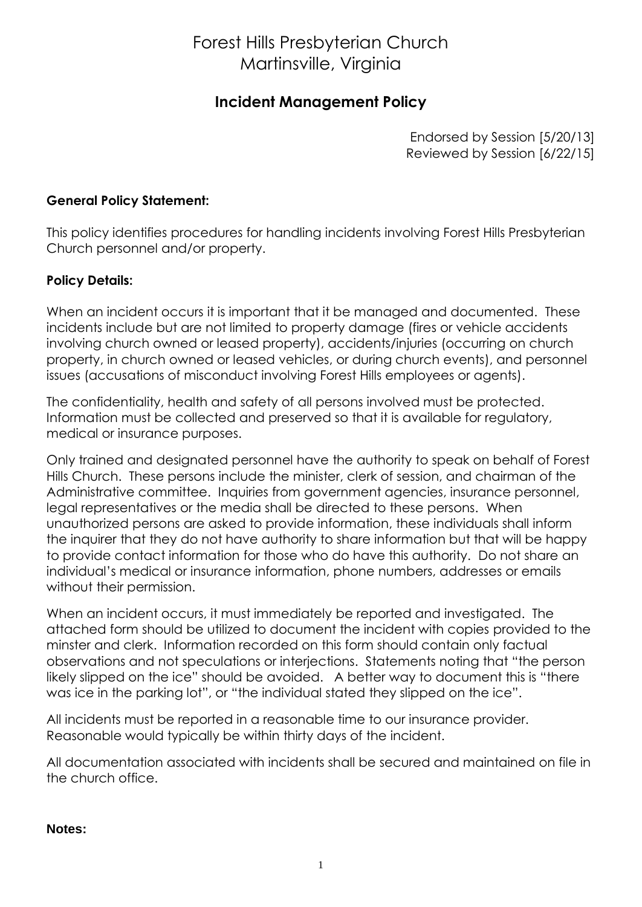# Forest Hills Presbyterian Church
# Martinsville, Virginia

## Incident Management Policy

Endorsed by Session [5/20/13]
Reviewed by Session [6/22/15]

**General Policy Statement:**

This policy identifies procedures for handling incidents involving Forest Hills Presbyterian Church personnel and/or property.

**Policy Details:**

When an incident occurs it is important that it be managed and documented. These incidents include but are not limited to property damage (fires or vehicle accidents involving church owned or leased property), accidents/injuries (occurring on church property, in church owned or leased vehicles, or during church events), and personnel issues (accusations of misconduct involving Forest Hills employees or agents).

The confidentiality, health and safety of all persons involved must be protected. Information must be collected and preserved so that it is available for regulatory, medical or insurance purposes.

Only trained and designated personnel have the authority to speak on behalf of Forest Hills Church. These persons include the minister, clerk of session, and chairman of the Administrative committee. Inquiries from government agencies, insurance personnel, legal representatives or the media shall be directed to these persons. When unauthorized persons are asked to provide information, these individuals shall inform the inquirer that they do not have authority to share information but that will be happy to provide contact information for those who do have this authority. Do not share an individual's medical or insurance information, phone numbers, addresses or emails without their permission.

When an incident occurs, it must immediately be reported and investigated. The attached form should be utilized to document the incident with copies provided to the minster and clerk. Information recorded on this form should contain only factual observations and not speculations or interjections. Statements noting that "the person likely slipped on the ice" should be avoided. A better way to document this is "there was ice in the parking lot", or "the individual stated they slipped on the ice".

All incidents must be reported in a reasonable time to our insurance provider. Reasonable would typically be within thirty days of the incident.

All documentation associated with incidents shall be secured and maintained on file in the church office.

**Notes:**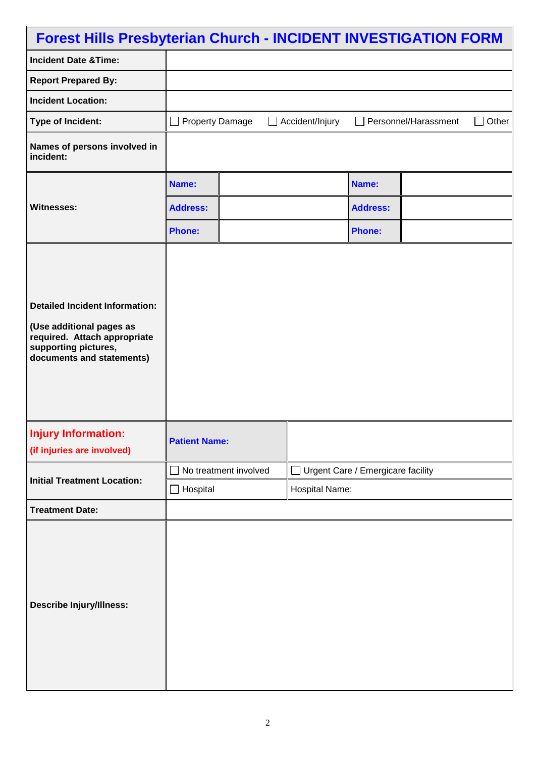# Forest Hills Presbyterian Church - INCIDENT INVESTIGATION FORM

| | | | | |
|---|---|---|---|---|
| **Incident Date &Time:** | | | | |
| **Report Prepared By:** | | | | |
| **Incident Location:** | | | | |
| **Type of Incident:** | ☐ Property Damage | ☐ Accident/Injury | ☐ Personnel/Harassment | ☐ Other |
| **Names of persons involved in incident:** | | | | |
| **Witnesses:** | **Name:** | | **Name:** | |
| | **Address:** | | **Address:** | |
| | **Phone:** | | **Phone:** | |
| **Detailed Incident Information:** (Use additional pages as required. Attach appropriate supporting pictures, documents and statements) | | | | |
| **Injury Information:** (if injuries are involved) | **Patient Name:** | | | |
| **Initial Treatment Location:** | ☐ No treatment involved | ☐ Urgent Care / Emergicare facility | | |
| | ☐ Hospital | Hospital Name: | | |
| **Treatment Date:** | | | | |
| **Describe Injury/Illness:** | | | | |